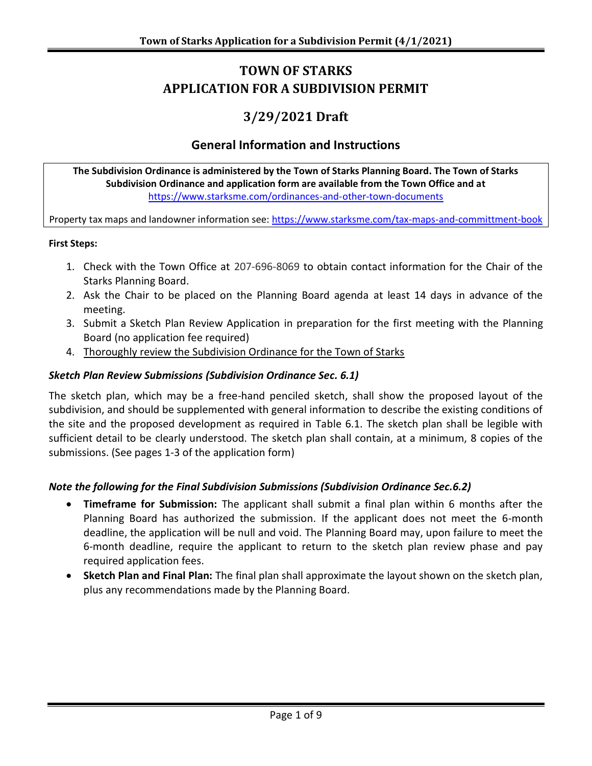# TOWN OF STARKS
# APPLICATION FOR A SUBDIVISION PERMIT

## 3/29/2021 Draft

### General Information and Instructions

**The Subdivision Ordinance is administered by the Town of Starks Planning Board. The Town of Starks Subdivision Ordinance and application form are available from the Town Office and at** https://www.starksme.com/ordinances-and-other-town-documents

Property tax maps and landowner information see: https://www.starksme.com/tax-maps-and-committment-book

**First Steps:**

1. Check with the Town Office at 207-696-8069 to obtain contact information for the Chair of the Starks Planning Board.
2. Ask the Chair to be placed on the Planning Board agenda at least 14 days in advance of the meeting.
3. Submit a Sketch Plan Review Application in preparation for the first meeting with the Planning Board (no application fee required)
4. Thoroughly review the Subdivision Ordinance for the Town of Starks

### *Sketch Plan Review Submissions (Subdivision Ordinance Sec. 6.1)*

The sketch plan, which may be a free-hand penciled sketch, shall show the proposed layout of the subdivision, and should be supplemented with general information to describe the existing conditions of the site and the proposed development as required in Table 6.1. The sketch plan shall be legible with sufficient detail to be clearly understood. The sketch plan shall contain, at a minimum, 8 copies of the submissions. (See pages 1-3 of the application form)

### *Note the following for the Final Subdivision Submissions (Subdivision Ordinance Sec.6.2)*

- **Timeframe for Submission:** The applicant shall submit a final plan within 6 months after the Planning Board has authorized the submission. If the applicant does not meet the 6-month deadline, the application will be null and void. The Planning Board may, upon failure to meet the 6-month deadline, require the applicant to return to the sketch plan review phase and pay required application fees.
- **Sketch Plan and Final Plan:** The final plan shall approximate the layout shown on the sketch plan, plus any recommendations made by the Planning Board.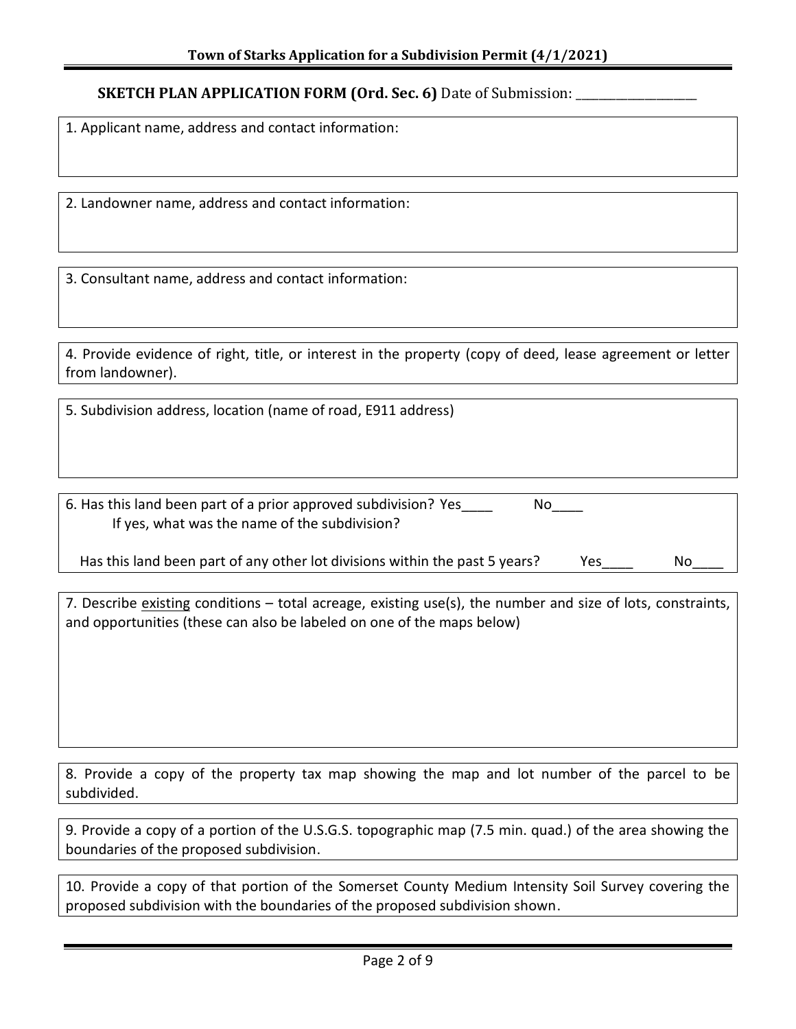**SKETCH PLAN APPLICATION FORM (Ord. Sec. 6)** Date of Submission: ___________________

1. Applicant name, address and contact information:

2. Landowner name, address and contact information:

3. Consultant name, address and contact information:

4. Provide evidence of right, title, or interest in the property (copy of deed, lease agreement or letter from landowner).

5. Subdivision address, location (name of road, E911 address)

6. Has this land been part of a prior approved subdivision? Yes____ No____

   If yes, what was the name of the subdivision?

   Has this land been part of any other lot divisions within the past 5 years? Yes____ No____

7. Describe <u>existing</u> conditions – total acreage, existing use(s), the number and size of lots, constraints, and opportunities (these can also be labeled on one of the maps below)

8. Provide a copy of the property tax map showing the map and lot number of the parcel to be subdivided.

9. Provide a copy of a portion of the U.S.G.S. topographic map (7.5 min. quad.) of the area showing the boundaries of the proposed subdivision.

10. Provide a copy of that portion of the Somerset County Medium Intensity Soil Survey covering the proposed subdivision with the boundaries of the proposed subdivision shown.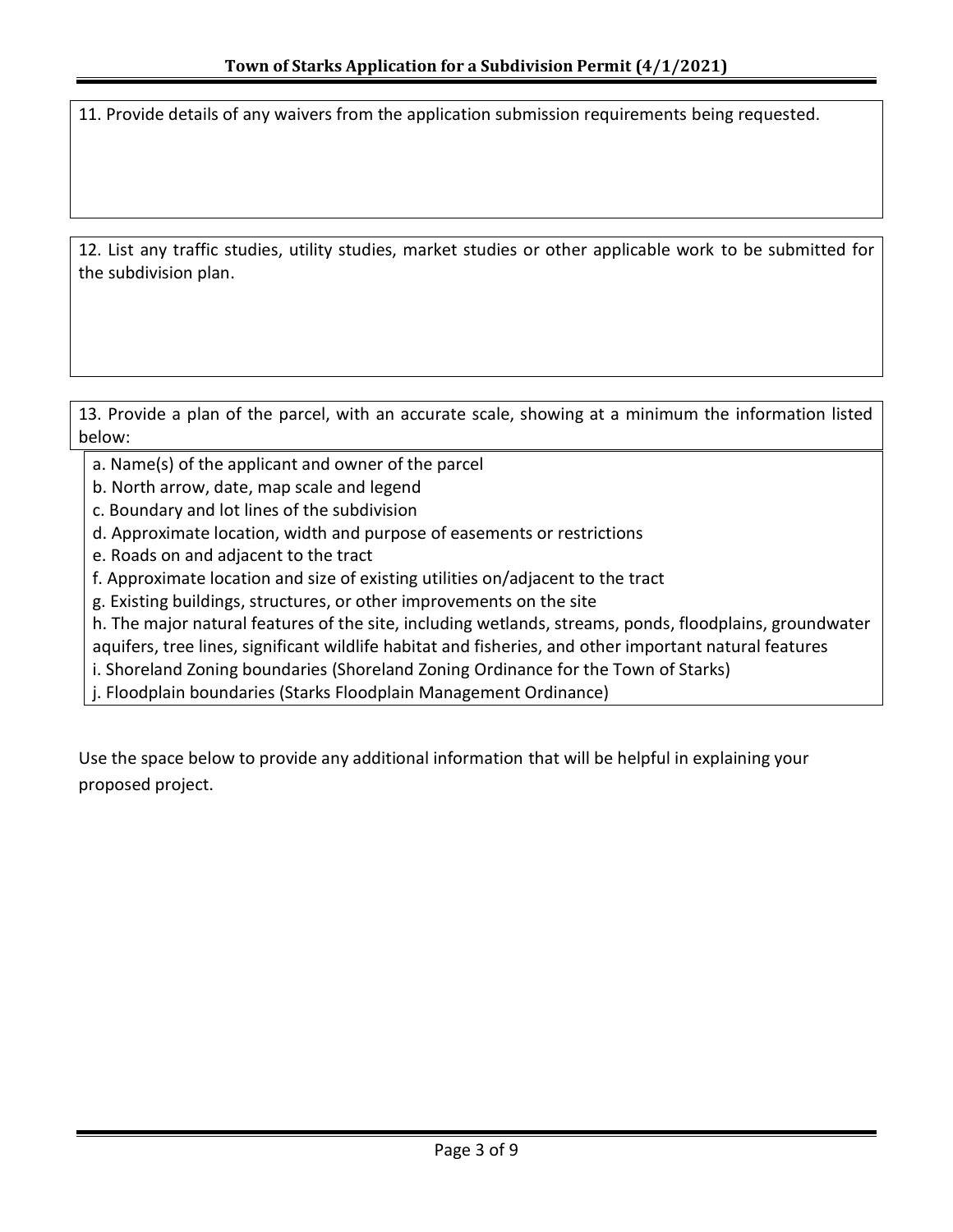11. Provide details of any waivers from the application submission requirements being requested.

12. List any traffic studies, utility studies, market studies or other applicable work to be submitted for the subdivision plan.

13. Provide a plan of the parcel, with an accurate scale, showing at a minimum the information listed below:

a. Name(s) of the applicant and owner of the parcel
b. North arrow, date, map scale and legend
c. Boundary and lot lines of the subdivision
d. Approximate location, width and purpose of easements or restrictions
e. Roads on and adjacent to the tract
f. Approximate location and size of existing utilities on/adjacent to the tract
g. Existing buildings, structures, or other improvements on the site
h. The major natural features of the site, including wetlands, streams, ponds, floodplains, groundwater aquifers, tree lines, significant wildlife habitat and fisheries, and other important natural features
i. Shoreland Zoning boundaries (Shoreland Zoning Ordinance for the Town of Starks)
j. Floodplain boundaries (Starks Floodplain Management Ordinance)

Use the space below to provide any additional information that will be helpful in explaining your proposed project.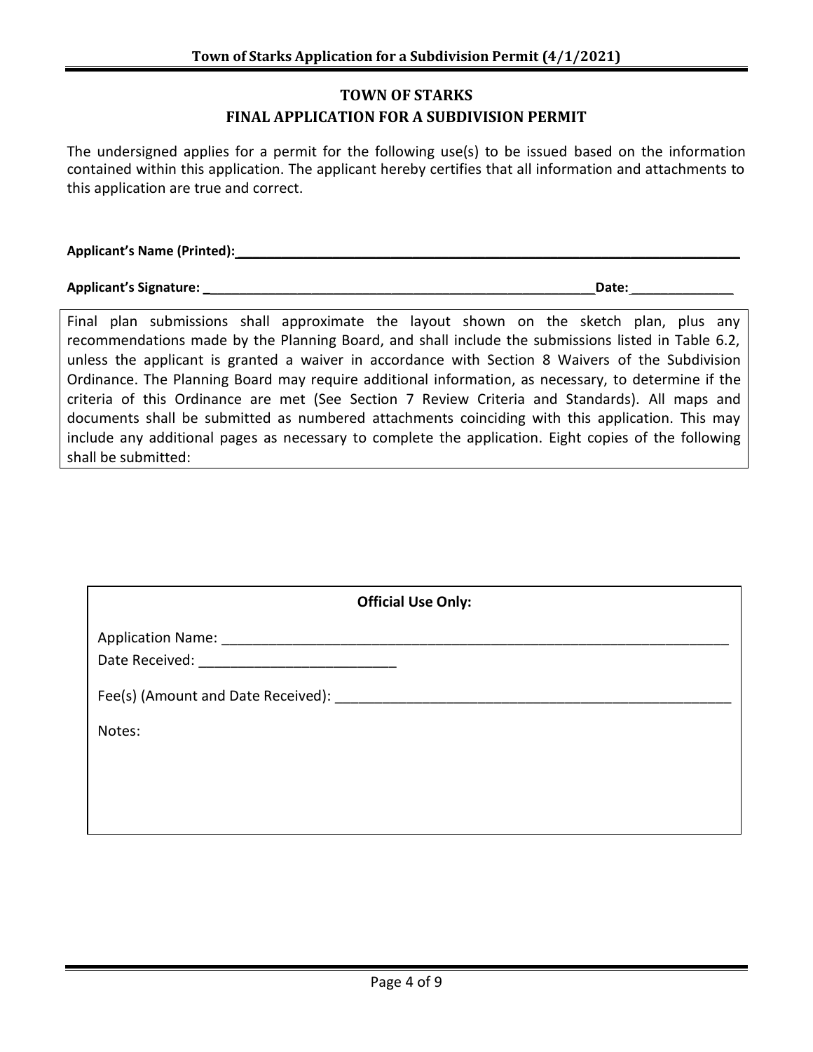# TOWN OF STARKS

## FINAL APPLICATION FOR A SUBDIVISION PERMIT

The undersigned applies for a permit for the following use(s) to be issued based on the information contained within this application. The applicant hereby certifies that all information and attachments to this application are true and correct.

**Applicant's Name (Printed):**\_\_\_\_\_\_\_\_\_\_\_\_\_\_\_\_\_\_\_\_\_\_\_\_\_\_\_\_\_\_\_\_\_\_\_\_\_\_\_\_\_\_\_\_\_\_\_\_\_\_\_\_\_\_\_\_\_\_\_\_

**Applicant's Signature:** \_\_\_\_\_\_\_\_\_\_\_\_\_\_\_\_\_\_\_\_\_\_\_\_\_\_\_\_\_\_\_\_\_\_\_\_\_\_\_\_\_\_\_\_\_\_\_\_ **Date:**\_\_\_\_\_\_\_\_\_\_\_\_\_\_

Final plan submissions shall approximate the layout shown on the sketch plan, plus any recommendations made by the Planning Board, and shall include the submissions listed in Table 6.2, unless the applicant is granted a waiver in accordance with Section 8 Waivers of the Subdivision Ordinance. The Planning Board may require additional information, as necessary, to determine if the criteria of this Ordinance are met (See Section 7 Review Criteria and Standards). All maps and documents shall be submitted as numbered attachments coinciding with this application. This may include any additional pages as necessary to complete the application. Eight copies of the following shall be submitted:

**Official Use Only:**

Application Name: \_\_\_\_\_\_\_\_\_\_\_\_\_\_\_\_\_\_\_\_\_\_\_\_\_\_\_\_\_\_\_\_\_\_\_\_\_\_\_\_\_\_\_\_\_\_\_\_\_\_\_\_\_\_\_\_

Date Received: \_\_\_\_\_\_\_\_\_\_\_\_\_\_\_\_\_\_\_\_\_\_\_\_

Fee(s) (Amount and Date Received): \_\_\_\_\_\_\_\_\_\_\_\_\_\_\_\_\_\_\_\_\_\_\_\_\_\_\_\_\_\_\_\_\_\_\_\_\_\_\_\_\_\_

Notes: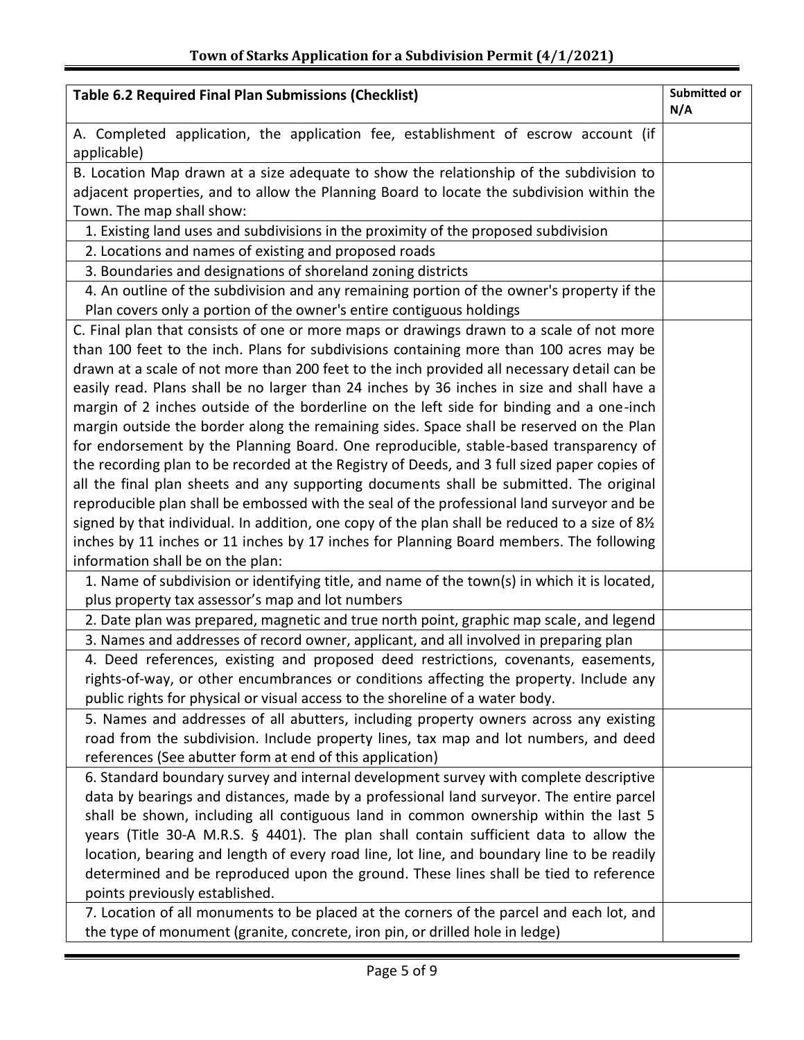| Table 6.2 Required Final Plan Submissions (Checklist) | Submitted or N/A |
|---|---|
| A. Completed application, the application fee, establishment of escrow account (if applicable) | |
| B. Location Map drawn at a size adequate to show the relationship of the subdivision to adjacent properties, and to allow the Planning Board to locate the subdivision within the Town. The map shall show: | |
| 1. Existing land uses and subdivisions in the proximity of the proposed subdivision | |
| 2. Locations and names of existing and proposed roads | |
| 3. Boundaries and designations of shoreland zoning districts | |
| 4. An outline of the subdivision and any remaining portion of the owner's property if the Plan covers only a portion of the owner's entire contiguous holdings | |
| C. Final plan that consists of one or more maps or drawings drawn to a scale of not more than 100 feet to the inch. Plans for subdivisions containing more than 100 acres may be drawn at a scale of not more than 200 feet to the inch provided all necessary detail can be easily read. Plans shall be no larger than 24 inches by 36 inches in size and shall have a margin of 2 inches outside of the borderline on the left side for binding and a one-inch margin outside the border along the remaining sides. Space shall be reserved on the Plan for endorsement by the Planning Board. One reproducible, stable-based transparency of the recording plan to be recorded at the Registry of Deeds, and 3 full sized paper copies of all the final plan sheets and any supporting documents shall be submitted. The original reproducible plan shall be embossed with the seal of the professional land surveyor and be signed by that individual. In addition, one copy of the plan shall be reduced to a size of 8½ inches by 11 inches or 11 inches by 17 inches for Planning Board members. The following information shall be on the plan: | |
| 1. Name of subdivision or identifying title, and name of the town(s) in which it is located, plus property tax assessor's map and lot numbers | |
| 2. Date plan was prepared, magnetic and true north point, graphic map scale, and legend | |
| 3. Names and addresses of record owner, applicant, and all involved in preparing plan | |
| 4. Deed references, existing and proposed deed restrictions, covenants, easements, rights-of-way, or other encumbrances or conditions affecting the property. Include any public rights for physical or visual access to the shoreline of a water body. | |
| 5. Names and addresses of all abutters, including property owners across any existing road from the subdivision. Include property lines, tax map and lot numbers, and deed references (See abutter form at end of this application) | |
| 6. Standard boundary survey and internal development survey with complete descriptive data by bearings and distances, made by a professional land surveyor. The entire parcel shall be shown, including all contiguous land in common ownership within the last 5 years (Title 30-A M.R.S. § 4401). The plan shall contain sufficient data to allow the location, bearing and length of every road line, lot line, and boundary line to be readily determined and be reproduced upon the ground. These lines shall be tied to reference points previously established. | |
| 7. Location of all monuments to be placed at the corners of the parcel and each lot, and the type of monument (granite, concrete, iron pin, or drilled hole in ledge) | |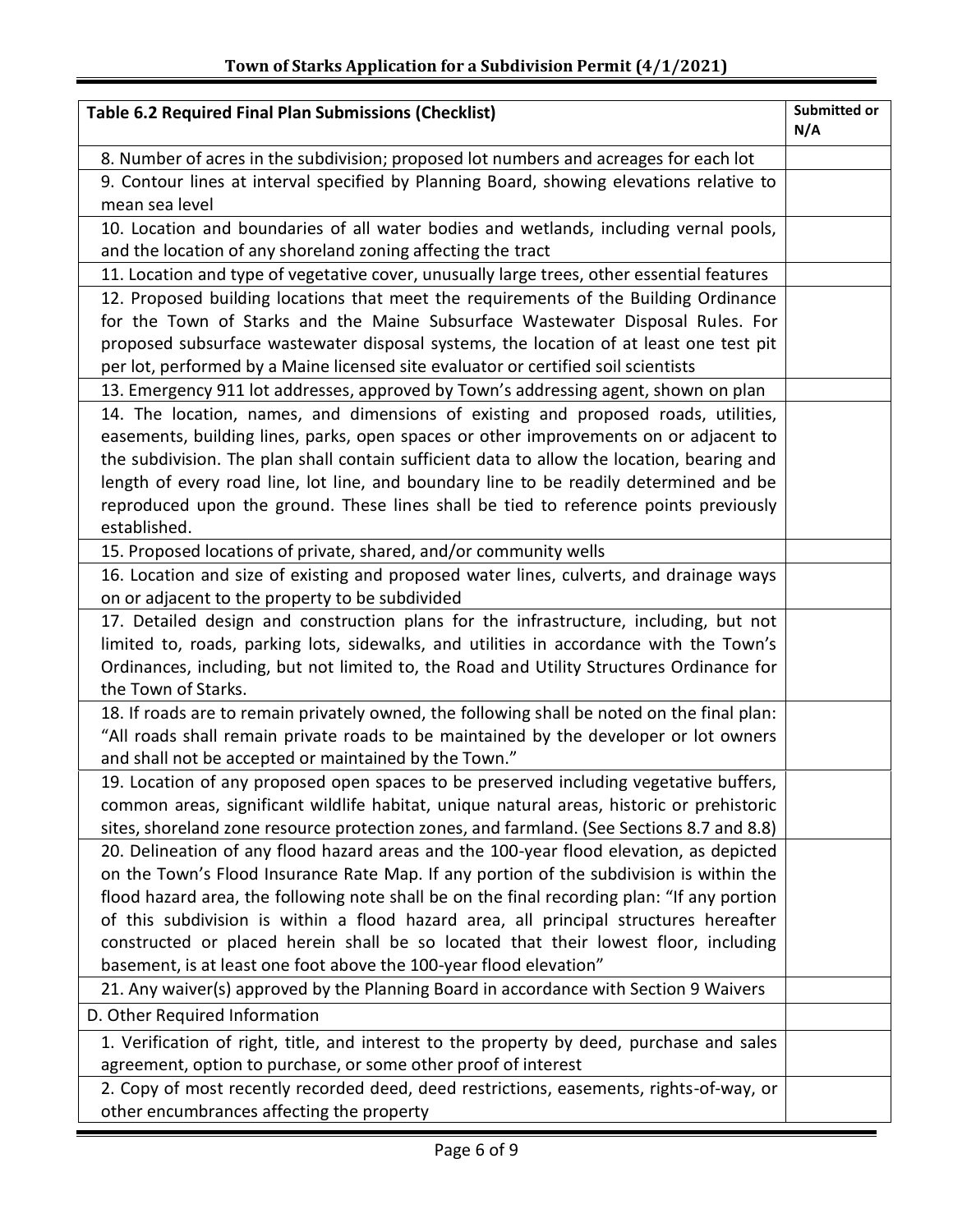| Table 6.2 Required Final Plan Submissions (Checklist) | Submitted or N/A |
|---|---|
| 8. Number of acres in the subdivision; proposed lot numbers and acreages for each lot | |
| 9. Contour lines at interval specified by Planning Board, showing elevations relative to mean sea level | |
| 10. Location and boundaries of all water bodies and wetlands, including vernal pools, and the location of any shoreland zoning affecting the tract | |
| 11. Location and type of vegetative cover, unusually large trees, other essential features | |
| 12. Proposed building locations that meet the requirements of the Building Ordinance for the Town of Starks and the Maine Subsurface Wastewater Disposal Rules. For proposed subsurface wastewater disposal systems, the location of at least one test pit per lot, performed by a Maine licensed site evaluator or certified soil scientists | |
| 13. Emergency 911 lot addresses, approved by Town's addressing agent, shown on plan | |
| 14. The location, names, and dimensions of existing and proposed roads, utilities, easements, building lines, parks, open spaces or other improvements on or adjacent to the subdivision. The plan shall contain sufficient data to allow the location, bearing and length of every road line, lot line, and boundary line to be readily determined and be reproduced upon the ground. These lines shall be tied to reference points previously established. | |
| 15. Proposed locations of private, shared, and/or community wells | |
| 16. Location and size of existing and proposed water lines, culverts, and drainage ways on or adjacent to the property to be subdivided | |
| 17. Detailed design and construction plans for the infrastructure, including, but not limited to, roads, parking lots, sidewalks, and utilities in accordance with the Town's Ordinances, including, but not limited to, the Road and Utility Structures Ordinance for the Town of Starks. | |
| 18. If roads are to remain privately owned, the following shall be noted on the final plan: "All roads shall remain private roads to be maintained by the developer or lot owners and shall not be accepted or maintained by the Town." | |
| 19. Location of any proposed open spaces to be preserved including vegetative buffers, common areas, significant wildlife habitat, unique natural areas, historic or prehistoric sites, shoreland zone resource protection zones, and farmland. (See Sections 8.7 and 8.8) | |
| 20. Delineation of any flood hazard areas and the 100-year flood elevation, as depicted on the Town's Flood Insurance Rate Map. If any portion of the subdivision is within the flood hazard area, the following note shall be on the final recording plan: "If any portion of this subdivision is within a flood hazard area, all principal structures hereafter constructed or placed herein shall be so located that their lowest floor, including basement, is at least one foot above the 100-year flood elevation" | |
| 21. Any waiver(s) approved by the Planning Board in accordance with Section 9 Waivers | |
| D. Other Required Information | |
| 1. Verification of right, title, and interest to the property by deed, purchase and sales agreement, option to purchase, or some other proof of interest | |
| 2. Copy of most recently recorded deed, deed restrictions, easements, rights-of-way, or other encumbrances affecting the property | |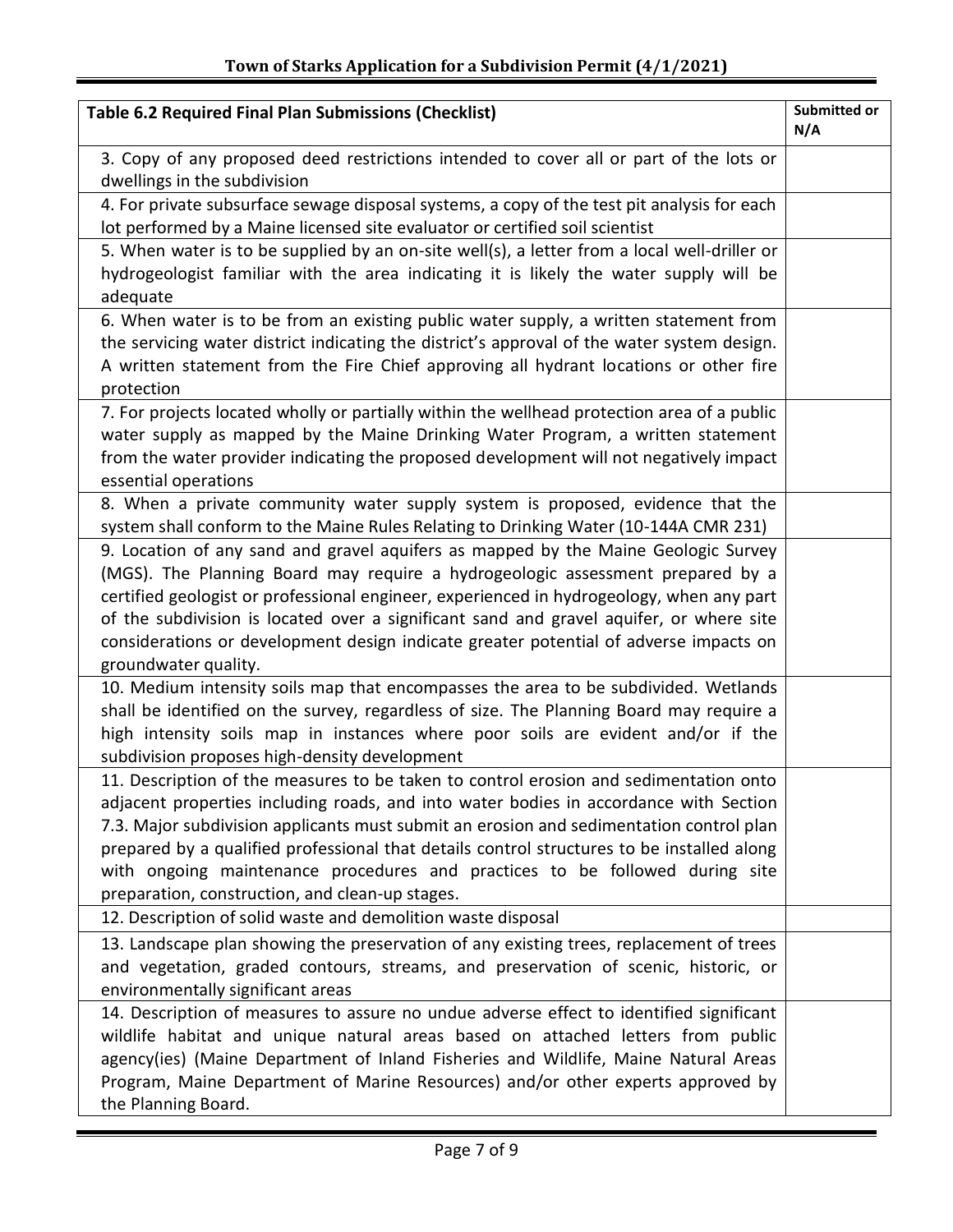| Table 6.2 Required Final Plan Submissions (Checklist) | Submitted or N/A |
|---|---|
| 3. Copy of any proposed deed restrictions intended to cover all or part of the lots or dwellings in the subdivision | |
| 4. For private subsurface sewage disposal systems, a copy of the test pit analysis for each lot performed by a Maine licensed site evaluator or certified soil scientist | |
| 5. When water is to be supplied by an on-site well(s), a letter from a local well-driller or hydrogeologist familiar with the area indicating it is likely the water supply will be adequate | |
| 6. When water is to be from an existing public water supply, a written statement from the servicing water district indicating the district's approval of the water system design. A written statement from the Fire Chief approving all hydrant locations or other fire protection | |
| 7. For projects located wholly or partially within the wellhead protection area of a public water supply as mapped by the Maine Drinking Water Program, a written statement from the water provider indicating the proposed development will not negatively impact essential operations | |
| 8. When a private community water supply system is proposed, evidence that the system shall conform to the Maine Rules Relating to Drinking Water (10-144A CMR 231) | |
| 9. Location of any sand and gravel aquifers as mapped by the Maine Geologic Survey (MGS). The Planning Board may require a hydrogeologic assessment prepared by a certified geologist or professional engineer, experienced in hydrogeology, when any part of the subdivision is located over a significant sand and gravel aquifer, or where site considerations or development design indicate greater potential of adverse impacts on groundwater quality. | |
| 10. Medium intensity soils map that encompasses the area to be subdivided. Wetlands shall be identified on the survey, regardless of size. The Planning Board may require a high intensity soils map in instances where poor soils are evident and/or if the subdivision proposes high-density development | |
| 11. Description of the measures to be taken to control erosion and sedimentation onto adjacent properties including roads, and into water bodies in accordance with Section 7.3. Major subdivision applicants must submit an erosion and sedimentation control plan prepared by a qualified professional that details control structures to be installed along with ongoing maintenance procedures and practices to be followed during site preparation, construction, and clean-up stages. | |
| 12. Description of solid waste and demolition waste disposal | |
| 13. Landscape plan showing the preservation of any existing trees, replacement of trees and vegetation, graded contours, streams, and preservation of scenic, historic, or environmentally significant areas | |
| 14. Description of measures to assure no undue adverse effect to identified significant wildlife habitat and unique natural areas based on attached letters from public agency(ies) (Maine Department of Inland Fisheries and Wildlife, Maine Natural Areas Program, Maine Department of Marine Resources) and/or other experts approved by the Planning Board. | |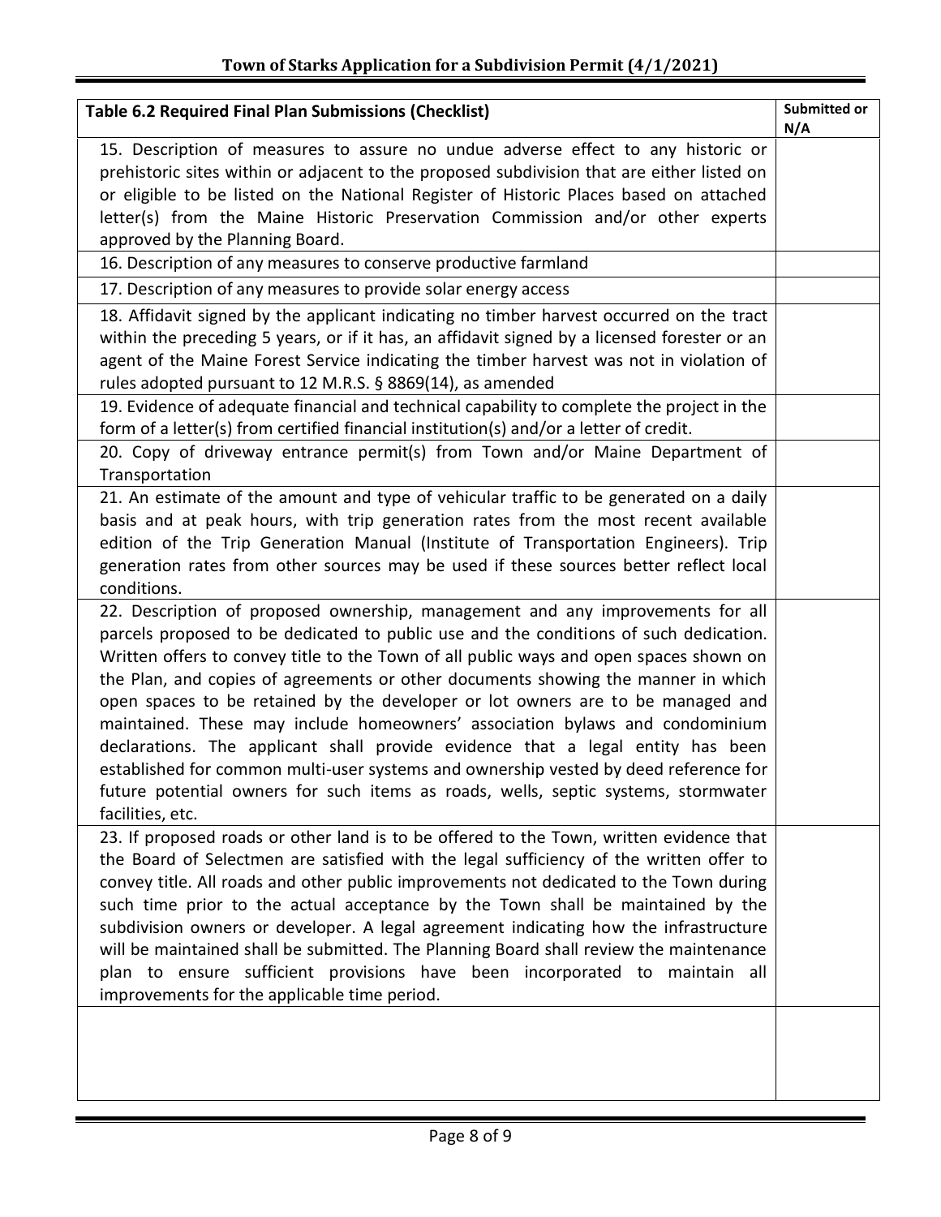| Table 6.2 Required Final Plan Submissions (Checklist) | Submitted or N/A |
|---|---|
| 15. Description of measures to assure no undue adverse effect to any historic or prehistoric sites within or adjacent to the proposed subdivision that are either listed on or eligible to be listed on the National Register of Historic Places based on attached letter(s) from the Maine Historic Preservation Commission and/or other experts approved by the Planning Board. | |
| 16. Description of any measures to conserve productive farmland | |
| 17. Description of any measures to provide solar energy access | |
| 18. Affidavit signed by the applicant indicating no timber harvest occurred on the tract within the preceding 5 years, or if it has, an affidavit signed by a licensed forester or an agent of the Maine Forest Service indicating the timber harvest was not in violation of rules adopted pursuant to 12 M.R.S. § 8869(14), as amended | |
| 19. Evidence of adequate financial and technical capability to complete the project in the form of a letter(s) from certified financial institution(s) and/or a letter of credit. | |
| 20. Copy of driveway entrance permit(s) from Town and/or Maine Department of Transportation | |
| 21. An estimate of the amount and type of vehicular traffic to be generated on a daily basis and at peak hours, with trip generation rates from the most recent available edition of the Trip Generation Manual (Institute of Transportation Engineers). Trip generation rates from other sources may be used if these sources better reflect local conditions. | |
| 22. Description of proposed ownership, management and any improvements for all parcels proposed to be dedicated to public use and the conditions of such dedication. Written offers to convey title to the Town of all public ways and open spaces shown on the Plan, and copies of agreements or other documents showing the manner in which open spaces to be retained by the developer or lot owners are to be managed and maintained. These may include homeowners' association bylaws and condominium declarations. The applicant shall provide evidence that a legal entity has been established for common multi-user systems and ownership vested by deed reference for future potential owners for such items as roads, wells, septic systems, stormwater facilities, etc. | |
| 23. If proposed roads or other land is to be offered to the Town, written evidence that the Board of Selectmen are satisfied with the legal sufficiency of the written offer to convey title. All roads and other public improvements not dedicated to the Town during such time prior to the actual acceptance by the Town shall be maintained by the subdivision owners or developer. A legal agreement indicating how the infrastructure will be maintained shall be submitted. The Planning Board shall review the maintenance plan to ensure sufficient provisions have been incorporated to maintain all improvements for the applicable time period. | |
| | |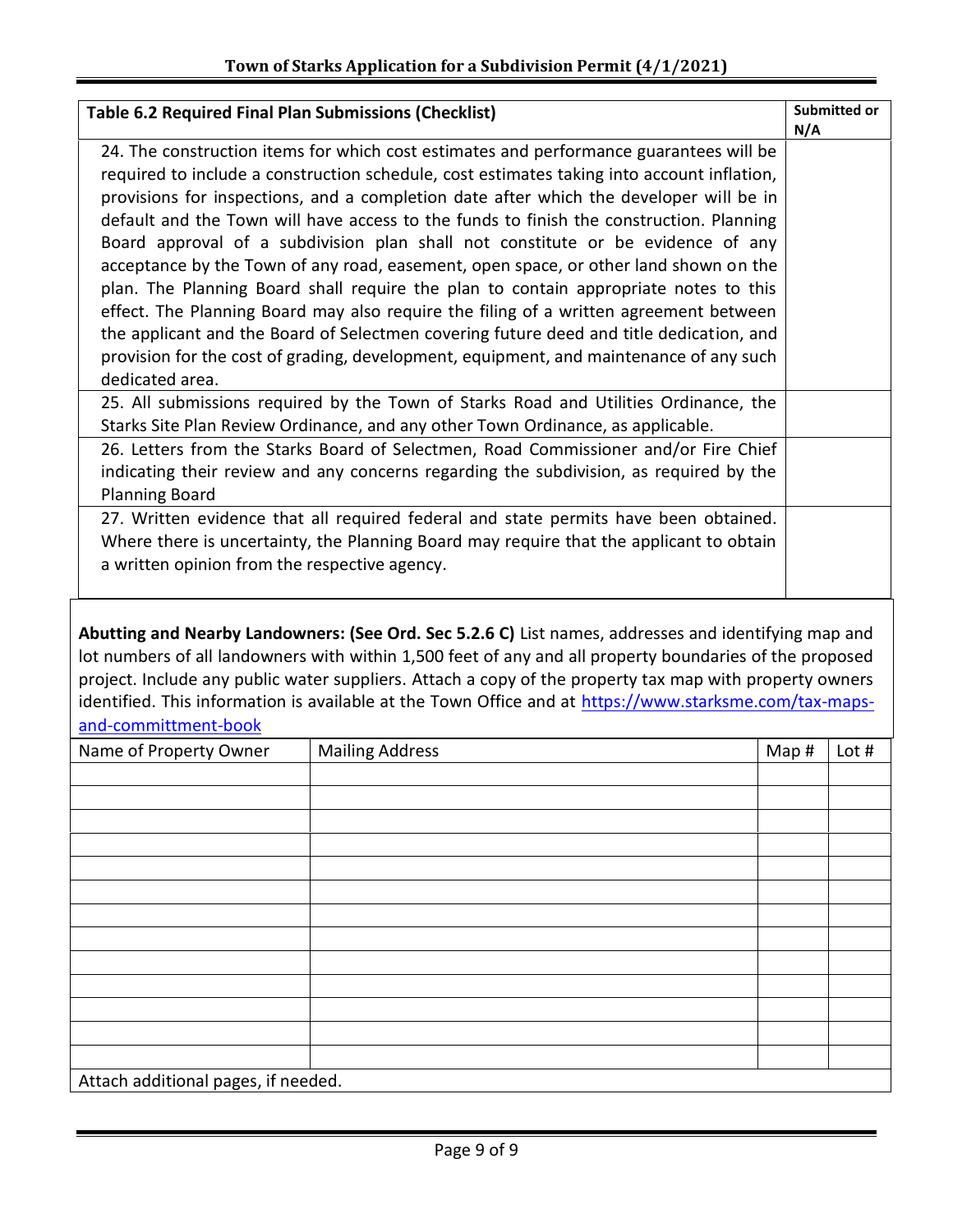| Table 6.2 Required Final Plan Submissions (Checklist) | Submitted or N/A |
|---|---|
| 24. The construction items for which cost estimates and performance guarantees will be required to include a construction schedule, cost estimates taking into account inflation, provisions for inspections, and a completion date after which the developer will be in default and the Town will have access to the funds to finish the construction. Planning Board approval of a subdivision plan shall not constitute or be evidence of any acceptance by the Town of any road, easement, open space, or other land shown on the plan. The Planning Board shall require the plan to contain appropriate notes to this effect. The Planning Board may also require the filing of a written agreement between the applicant and the Board of Selectmen covering future deed and title dedication, and provision for the cost of grading, development, equipment, and maintenance of any such dedicated area. | |
| 25. All submissions required by the Town of Starks Road and Utilities Ordinance, the Starks Site Plan Review Ordinance, and any other Town Ordinance, as applicable. | |
| 26. Letters from the Starks Board of Selectmen, Road Commissioner and/or Fire Chief indicating their review and any concerns regarding the subdivision, as required by the Planning Board | |
| 27. Written evidence that all required federal and state permits have been obtained. Where there is uncertainty, the Planning Board may require that the applicant to obtain a written opinion from the respective agency. | |

**Abutting and Nearby Landowners: (See Ord. Sec 5.2.6 C)** List names, addresses and identifying map and lot numbers of all landowners with within 1,500 feet of any and all property boundaries of the proposed project. Include any public water suppliers. Attach a copy of the property tax map with property owners identified. This information is available at the Town Office and at https://www.starksme.com/tax-maps-and-committment-book

| Name of Property Owner | Mailing Address | Map # | Lot # |
|---|---|---|---|
| | | | |
| | | | |
| | | | |
| | | | |
| | | | |
| | | | |
| | | | |
| | | | |
| | | | |
| | | | |
| | | | |
| | | | |
| | | | |

Attach additional pages, if needed.